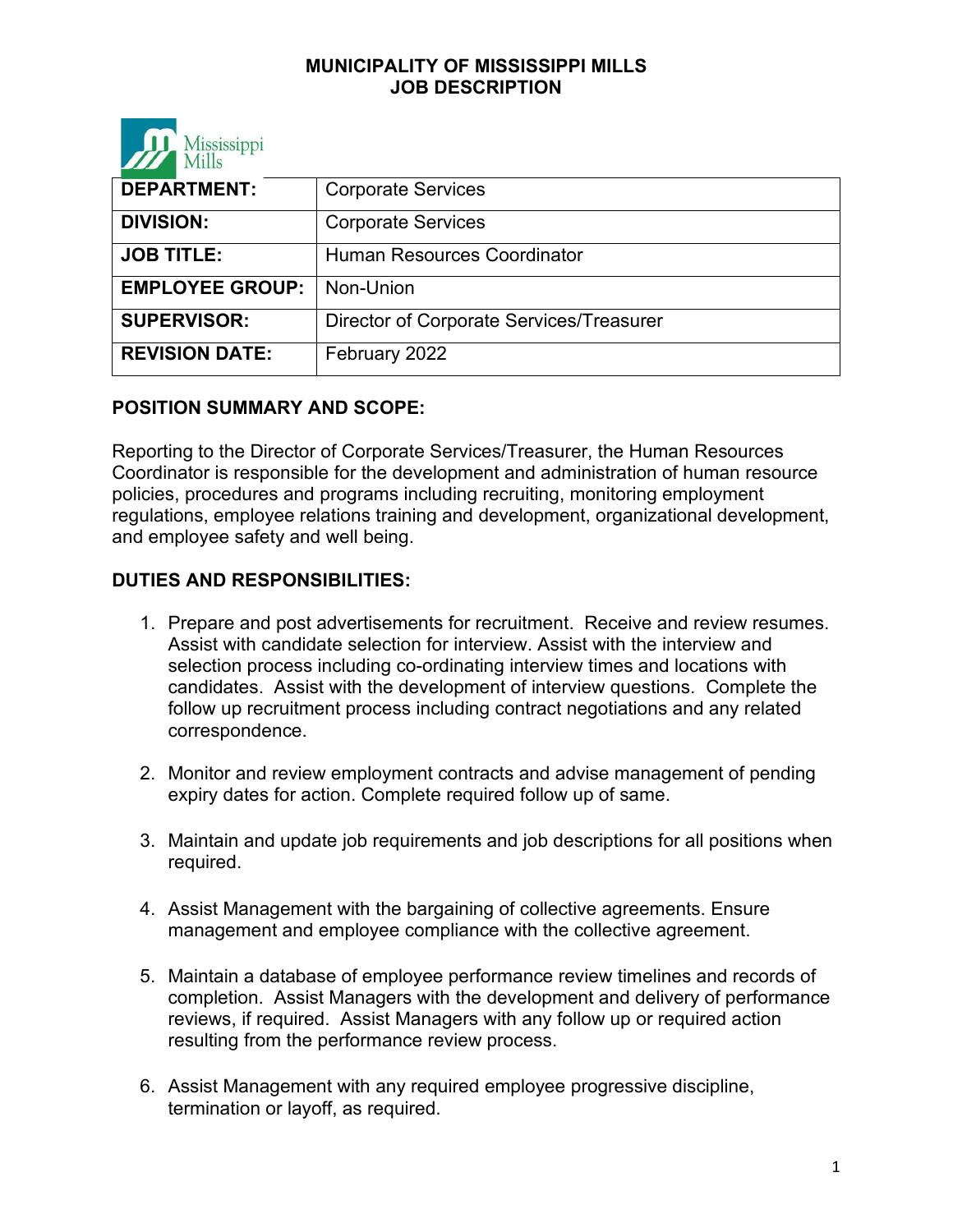# MUNICIPALITY OF MISSISSIPPI MILLS
# JOB DESCRIPTION

| **DEPARTMENT:** | Corporate Services |
|---|---|
| **DIVISION:** | Corporate Services |
| **JOB TITLE:** | Human Resources Coordinator |
| **EMPLOYEE GROUP:** | Non-Union |
| **SUPERVISOR:** | Director of Corporate Services/Treasurer |
| **REVISION DATE:** | February 2022 |

## POSITION SUMMARY AND SCOPE:

Reporting to the Director of Corporate Services/Treasurer, the Human Resources Coordinator is responsible for the development and administration of human resource policies, procedures and programs including recruiting, monitoring employment regulations, employee relations training and development, organizational development, and employee safety and well being.

## DUTIES AND RESPONSIBILITIES:

1. Prepare and post advertisements for recruitment. Receive and review resumes. Assist with candidate selection for interview. Assist with the interview and selection process including co-ordinating interview times and locations with candidates. Assist with the development of interview questions. Complete the follow up recruitment process including contract negotiations and any related correspondence.

2. Monitor and review employment contracts and advise management of pending expiry dates for action. Complete required follow up of same.

3. Maintain and update job requirements and job descriptions for all positions when required.

4. Assist Management with the bargaining of collective agreements. Ensure management and employee compliance with the collective agreement.

5. Maintain a database of employee performance review timelines and records of completion. Assist Managers with the development and delivery of performance reviews, if required. Assist Managers with any follow up or required action resulting from the performance review process.

6. Assist Management with any required employee progressive discipline, termination or layoff, as required.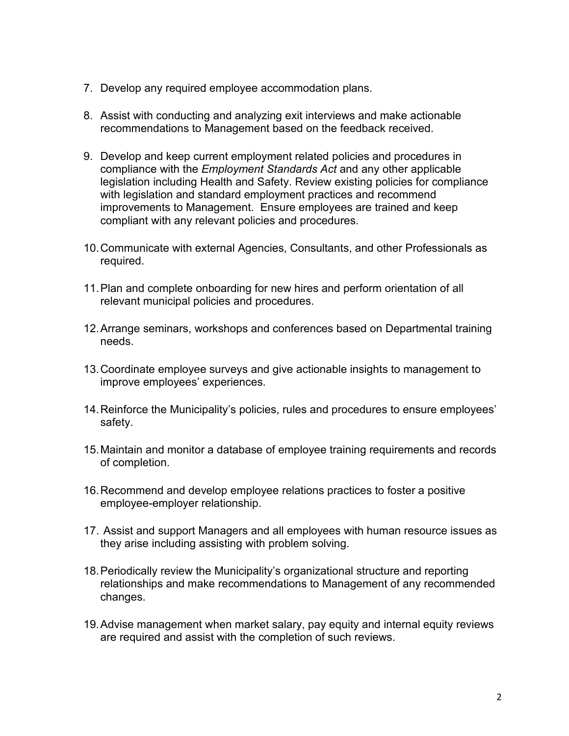7. Develop any required employee accommodation plans.

8. Assist with conducting and analyzing exit interviews and make actionable recommendations to Management based on the feedback received.

9. Develop and keep current employment related policies and procedures in compliance with the *Employment Standards Act* and any other applicable legislation including Health and Safety. Review existing policies for compliance with legislation and standard employment practices and recommend improvements to Management. Ensure employees are trained and keep compliant with any relevant policies and procedures.

10. Communicate with external Agencies, Consultants, and other Professionals as required.

11. Plan and complete onboarding for new hires and perform orientation of all relevant municipal policies and procedures.

12. Arrange seminars, workshops and conferences based on Departmental training needs.

13. Coordinate employee surveys and give actionable insights to management to improve employees' experiences.

14. Reinforce the Municipality's policies, rules and procedures to ensure employees' safety.

15. Maintain and monitor a database of employee training requirements and records of completion.

16. Recommend and develop employee relations practices to foster a positive employee-employer relationship.

17. Assist and support Managers and all employees with human resource issues as they arise including assisting with problem solving.

18. Periodically review the Municipality's organizational structure and reporting relationships and make recommendations to Management of any recommended changes.

19. Advise management when market salary, pay equity and internal equity reviews are required and assist with the completion of such reviews.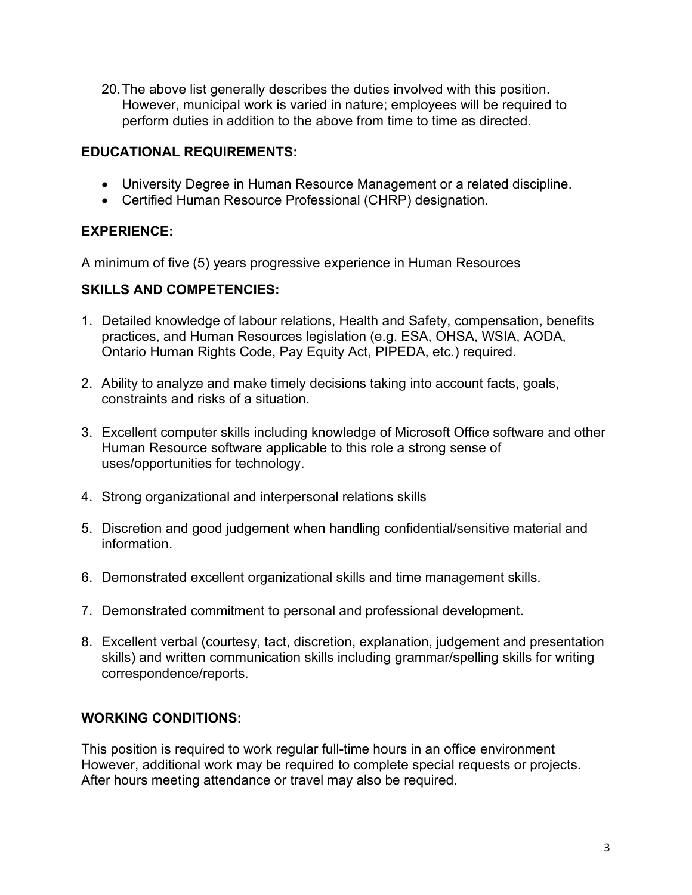20. The above list generally describes the duties involved with this position. However, municipal work is varied in nature; employees will be required to perform duties in addition to the above from time to time as directed.

## EDUCATIONAL REQUIREMENTS:

- University Degree in Human Resource Management or a related discipline.
- Certified Human Resource Professional (CHRP) designation.

## EXPERIENCE:

A minimum of five (5) years progressive experience in Human Resources

## SKILLS AND COMPETENCIES:

1. Detailed knowledge of labour relations, Health and Safety, compensation, benefits practices, and Human Resources legislation (e.g. ESA, OHSA, WSIA, AODA, Ontario Human Rights Code, Pay Equity Act, PIPEDA, etc.) required.

2. Ability to analyze and make timely decisions taking into account facts, goals, constraints and risks of a situation.

3. Excellent computer skills including knowledge of Microsoft Office software and other Human Resource software applicable to this role a strong sense of uses/opportunities for technology.

4. Strong organizational and interpersonal relations skills

5. Discretion and good judgement when handling confidential/sensitive material and information.

6. Demonstrated excellent organizational skills and time management skills.

7. Demonstrated commitment to personal and professional development.

8. Excellent verbal (courtesy, tact, discretion, explanation, judgement and presentation skills) and written communication skills including grammar/spelling skills for writing correspondence/reports.

## WORKING CONDITIONS:

This position is required to work regular full-time hours in an office environment However, additional work may be required to complete special requests or projects. After hours meeting attendance or travel may also be required.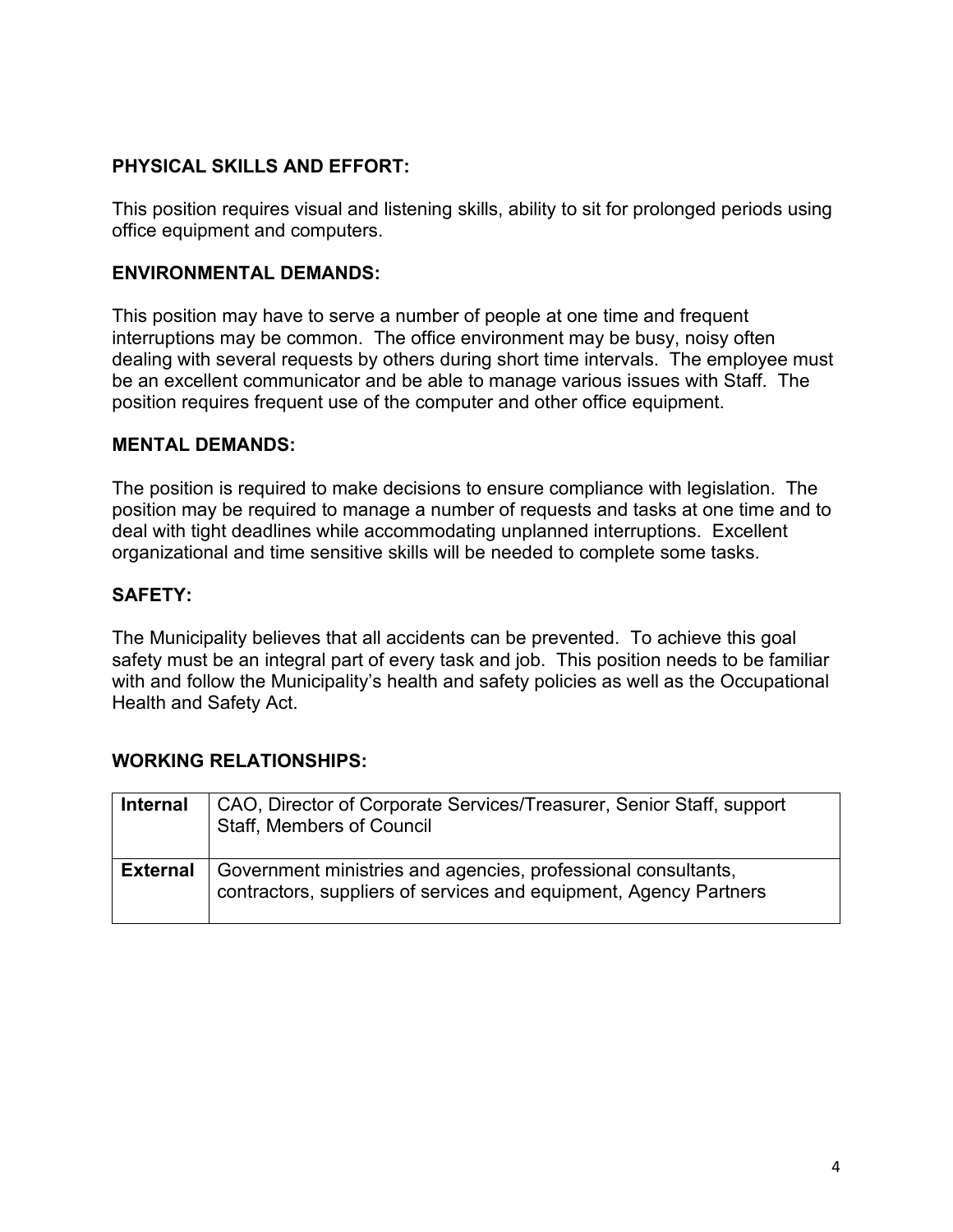**PHYSICAL SKILLS AND EFFORT:**

This position requires visual and listening skills, ability to sit for prolonged periods using office equipment and computers.

**ENVIRONMENTAL DEMANDS:**

This position may have to serve a number of people at one time and frequent interruptions may be common. The office environment may be busy, noisy often dealing with several requests by others during short time intervals. The employee must be an excellent communicator and be able to manage various issues with Staff. The position requires frequent use of the computer and other office equipment.

**MENTAL DEMANDS:**

The position is required to make decisions to ensure compliance with legislation. The position may be required to manage a number of requests and tasks at one time and to deal with tight deadlines while accommodating unplanned interruptions. Excellent organizational and time sensitive skills will be needed to complete some tasks.

**SAFETY:**

The Municipality believes that all accidents can be prevented. To achieve this goal safety must be an integral part of every task and job. This position needs to be familiar with and follow the Municipality's health and safety policies as well as the Occupational Health and Safety Act.

**WORKING RELATIONSHIPS:**

| | |
|---|---|
| **Internal** | CAO, Director of Corporate Services/Treasurer, Senior Staff, support Staff, Members of Council |
| **External** | Government ministries and agencies, professional consultants, contractors, suppliers of services and equipment, Agency Partners |